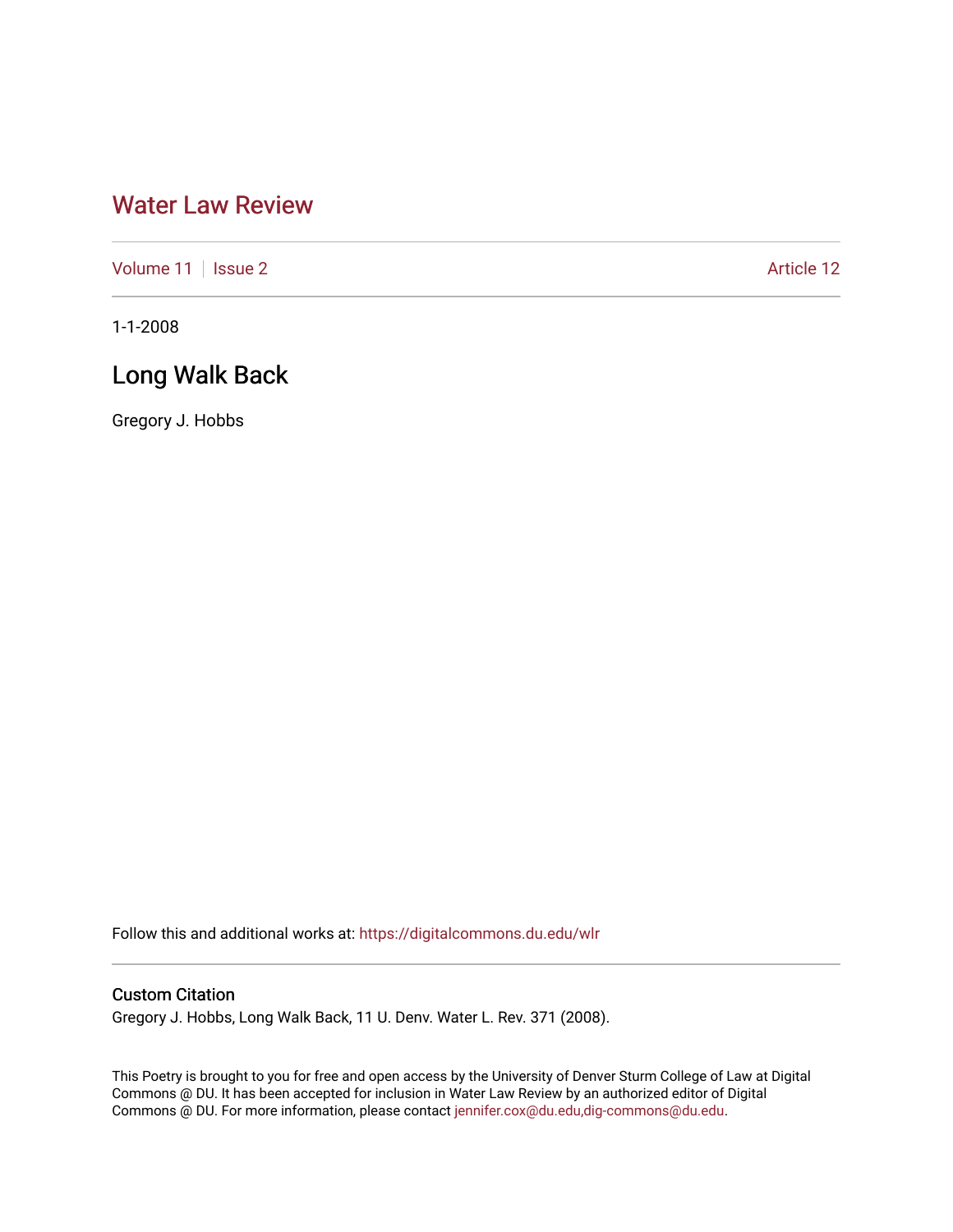# Water Law Review

Volume 11 | Issue 2 — Article 12

1-1-2008

## Long Walk Back

Gregory J. Hobbs

Follow this and additional works at: https://digitalcommons.du.edu/wlr

### Custom Citation

Gregory J. Hobbs, Long Walk Back, 11 U. Denv. Water L. Rev. 371 (2008).

This Poetry is brought to you for free and open access by the University of Denver Sturm College of Law at Digital Commons @ DU. It has been accepted for inclusion in Water Law Review by an authorized editor of Digital Commons @ DU. For more information, please contact jennifer.cox@du.edu,dig-commons@du.edu.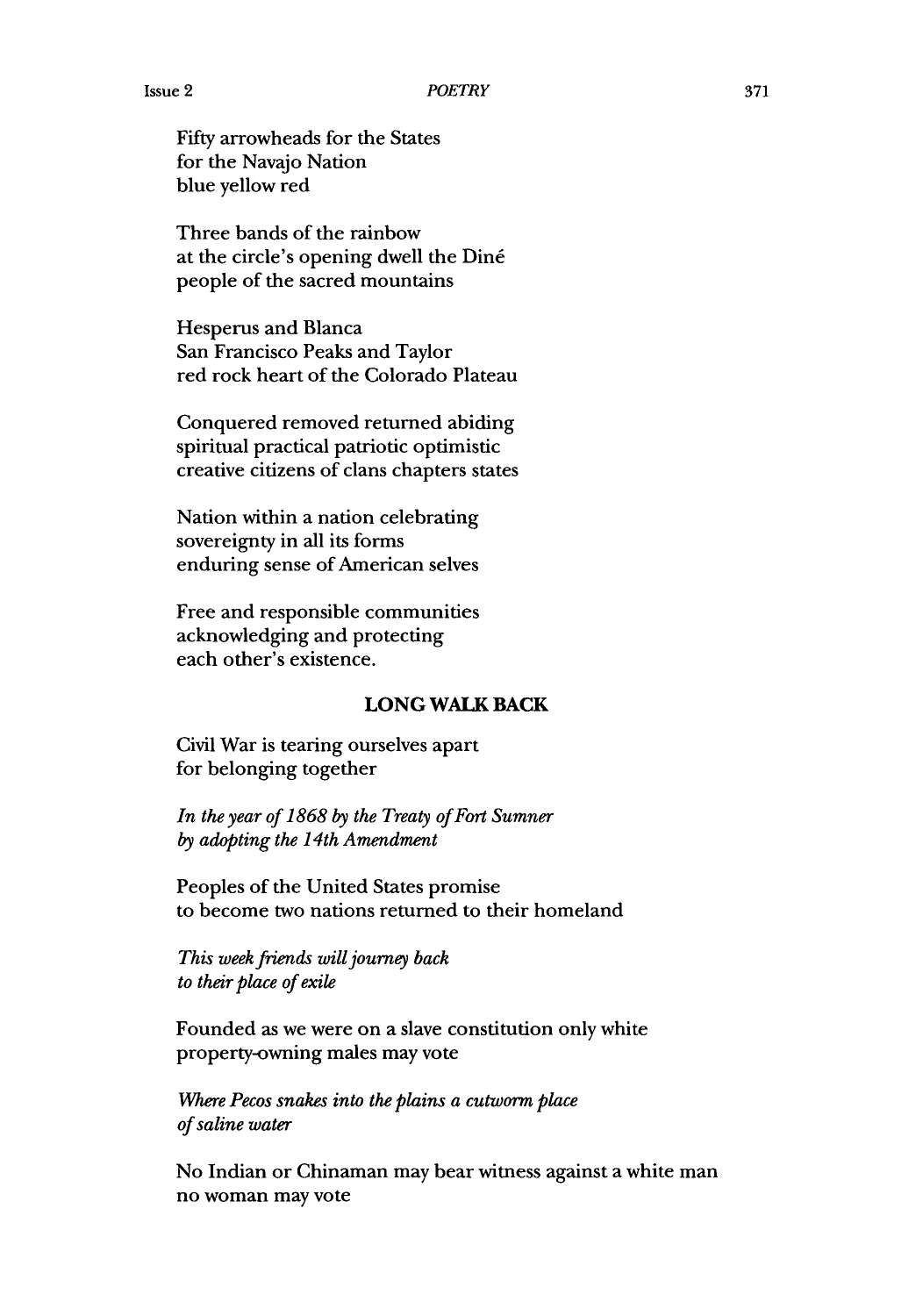Fifty arrowheads for the States
for the Navajo Nation
blue yellow red

Three bands of the rainbow
at the circle's opening dwell the Diné
people of the sacred mountains

Hesperus and Blanca
San Francisco Peaks and Taylor
red rock heart of the Colorado Plateau

Conquered removed returned abiding
spiritual practical patriotic optimistic
creative citizens of clans chapters states

Nation within a nation celebrating
sovereignty in all its forms
enduring sense of American selves

Free and responsible communities
acknowledging and protecting
each other's existence.

**LONG WALK BACK**

Civil War is tearing ourselves apart
for belonging together

*In the year of 1868 by the Treaty of Fort Sumner*
*by adopting the 14th Amendment*

Peoples of the United States promise
to become two nations returned to their homeland

*This week friends will journey back*
*to their place of exile*

Founded as we were on a slave constitution only white
property-owning males may vote

*Where Pecos snakes into the plains a cutworm place*
*of saline water*

No Indian or Chinaman may bear witness against a white man
no woman may vote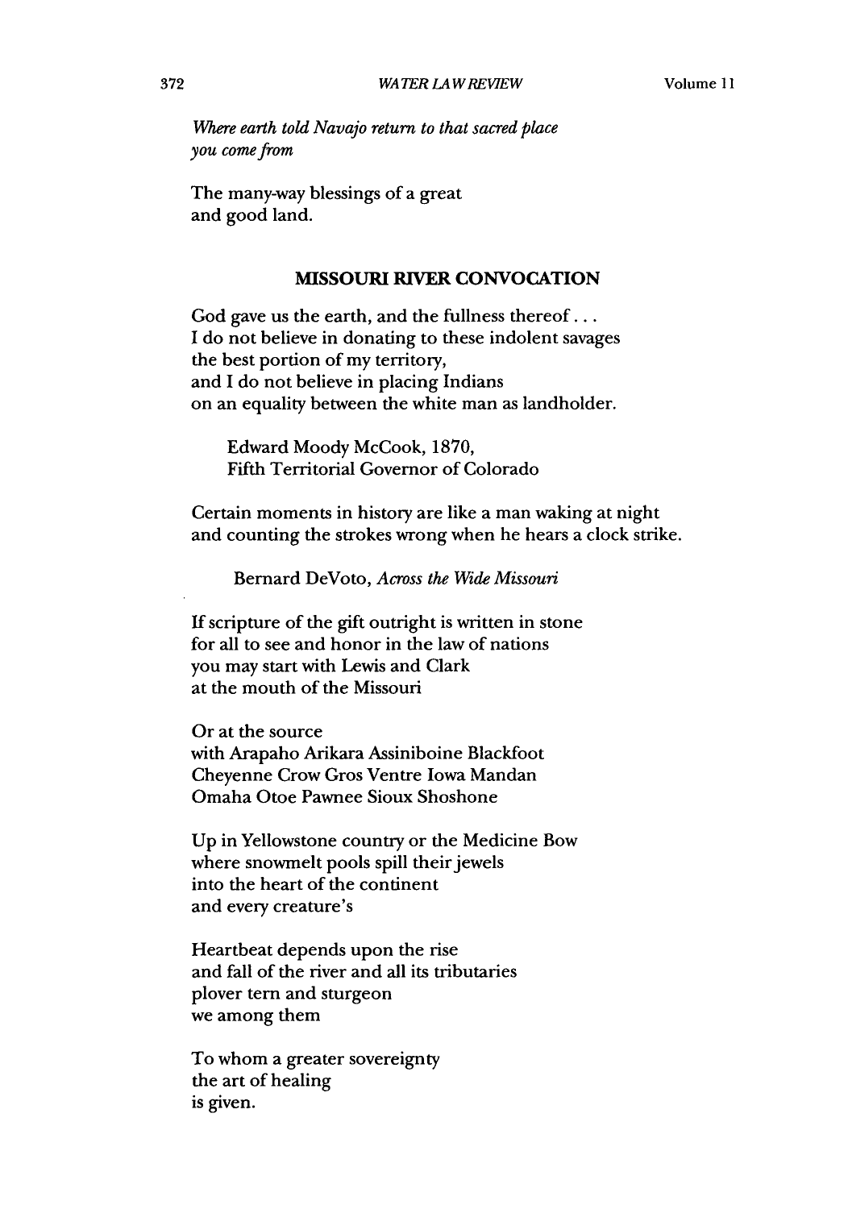*Where earth told Navajo return to that sacred place*
*you come from*

The many-way blessings of a great
and good land.

## MISSOURI RIVER CONVOCATION

God gave us the earth, and the fullness thereof . . .
I do not believe in donating to these indolent savages
the best portion of my territory,
and I do not believe in placing Indians
on an equality between the white man as landholder.

Edward Moody McCook, 1870,
Fifth Territorial Governor of Colorado

Certain moments in history are like a man waking at night
and counting the strokes wrong when he hears a clock strike.

Bernard DeVoto, *Across the Wide Missouri*

If scripture of the gift outright is written in stone
for all to see and honor in the law of nations
you may start with Lewis and Clark
at the mouth of the Missouri

Or at the source
with Arapaho Arikara Assiniboine Blackfoot
Cheyenne Crow Gros Ventre Iowa Mandan
Omaha Otoe Pawnee Sioux Shoshone

Up in Yellowstone country or the Medicine Bow
where snowmelt pools spill their jewels
into the heart of the continent
and every creature's

Heartbeat depends upon the rise
and fall of the river and all its tributaries
plover tern and sturgeon
we among them

To whom a greater sovereignty
the art of healing
is given.